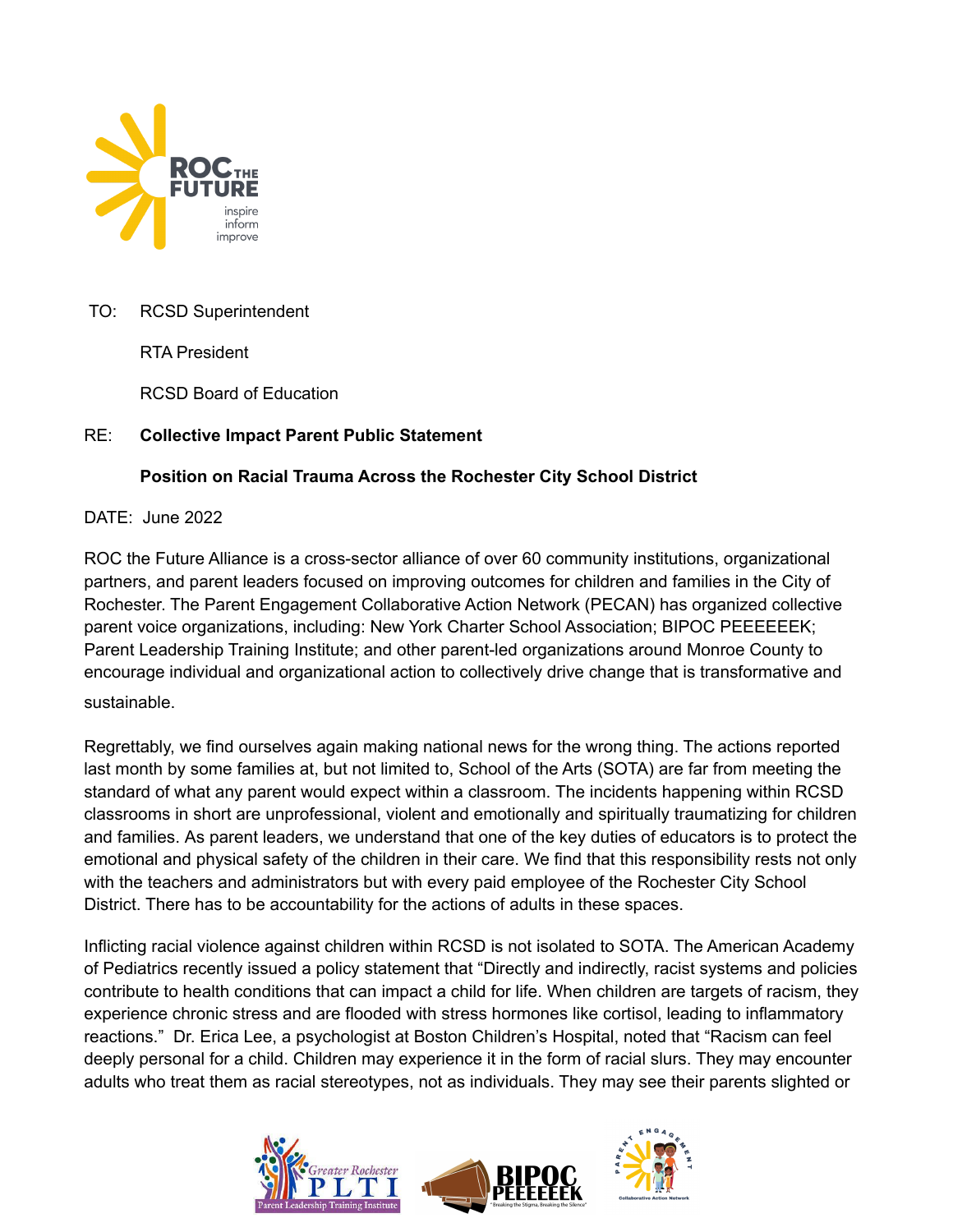TO: RCSD Superintendent

RTA President

RCSD Board of Education

RE: **Collective Impact Parent Public Statement**

**Position on Racial Trauma Across the Rochester City School District**

DATE: June 2022

ROC the Future Alliance is a cross-sector alliance of over 60 community institutions, organizational partners, and parent leaders focused on improving outcomes for children and families in the City of Rochester. The Parent Engagement Collaborative Action Network (PECAN) has organized collective parent voice organizations, including: New York Charter School Association; BIPOC PEEEEEEK; Parent Leadership Training Institute; and other parent-led organizations around Monroe County to encourage individual and organizational action to collectively drive change that is transformative and sustainable.

Regrettably, we find ourselves again making national news for the wrong thing. The actions reported last month by some families at, but not limited to, School of the Arts (SOTA) are far from meeting the standard of what any parent would expect within a classroom. The incidents happening within RCSD classrooms in short are unprofessional, violent and emotionally and spiritually traumatizing for children and families. As parent leaders, we understand that one of the key duties of educators is to protect the emotional and physical safety of the children in their care. We find that this responsibility rests not only with the teachers and administrators but with every paid employee of the Rochester City School District. There has to be accountability for the actions of adults in these spaces.

Inflicting racial violence against children within RCSD is not isolated to SOTA. The American Academy of Pediatrics recently issued a policy statement that "Directly and indirectly, racist systems and policies contribute to health conditions that can impact a child for life. When children are targets of racism, they experience chronic stress and are flooded with stress hormones like cortisol, leading to inflammatory reactions." Dr. Erica Lee, a psychologist at Boston Children's Hospital, noted that "Racism can feel deeply personal for a child. Children may experience it in the form of racial slurs. They may encounter adults who treat them as racial stereotypes, not as individuals. They may see their parents slighted or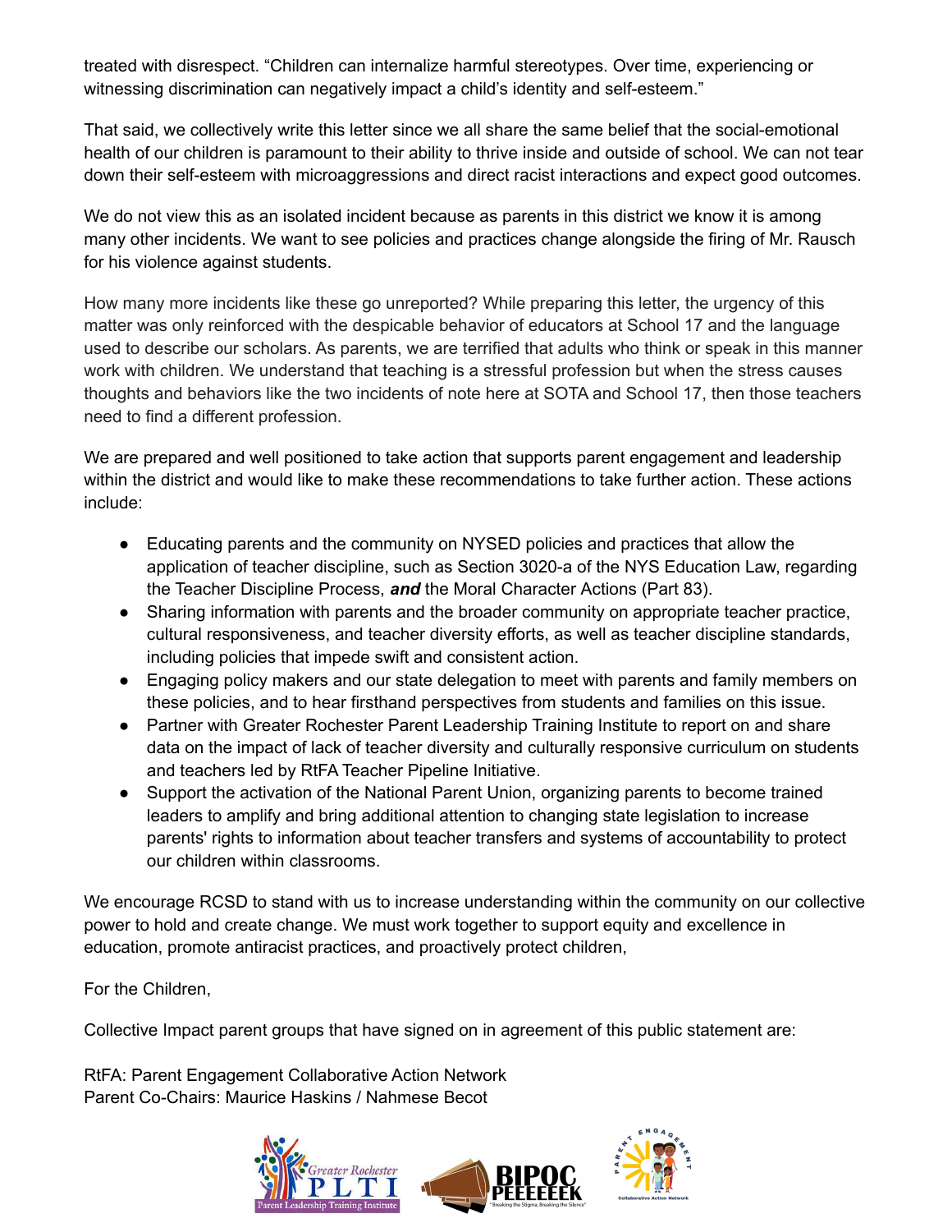treated with disrespect. “Children can internalize harmful stereotypes. Over time, experiencing or witnessing discrimination can negatively impact a child’s identity and self-esteem.”

That said, we collectively write this letter since we all share the same belief that the social-emotional health of our children is paramount to their ability to thrive inside and outside of school. We can not tear down their self-esteem with microaggressions and direct racist interactions and expect good outcomes.

We do not view this as an isolated incident because as parents in this district we know it is among many other incidents. We want to see policies and practices change alongside the firing of Mr. Rausch for his violence against students.

How many more incidents like these go unreported? While preparing this letter, the urgency of this matter was only reinforced with the despicable behavior of educators at School 17 and the language used to describe our scholars. As parents, we are terrified that adults who think or speak in this manner work with children. We understand that teaching is a stressful profession but when the stress causes thoughts and behaviors like the two incidents of note here at SOTA and School 17, then those teachers need to find a different profession.

We are prepared and well positioned to take action that supports parent engagement and leadership within the district and would like to make these recommendations to take further action. These actions include:

- Educating parents and the community on NYSED policies and practices that allow the application of teacher discipline, such as Section 3020-a of the NYS Education Law, regarding the Teacher Discipline Process, ***and*** the Moral Character Actions (Part 83).
- Sharing information with parents and the broader community on appropriate teacher practice, cultural responsiveness, and teacher diversity efforts, as well as teacher discipline standards, including policies that impede swift and consistent action.
- Engaging policy makers and our state delegation to meet with parents and family members on these policies, and to hear firsthand perspectives from students and families on this issue.
- Partner with Greater Rochester Parent Leadership Training Institute to report on and share data on the impact of lack of teacher diversity and culturally responsive curriculum on students and teachers led by RtFA Teacher Pipeline Initiative.
- Support the activation of the National Parent Union, organizing parents to become trained leaders to amplify and bring additional attention to changing state legislation to increase parents' rights to information about teacher transfers and systems of accountability to protect our children within classrooms.

We encourage RCSD to stand with us to increase understanding within the community on our collective power to hold and create change. We must work together to support equity and excellence in education, promote antiracist practices, and proactively protect children,

For the Children,

Collective Impact parent groups that have signed on in agreement of this public statement are:

RtFA: Parent Engagement Collaborative Action Network
Parent Co-Chairs: Maurice Haskins / Nahmese Becot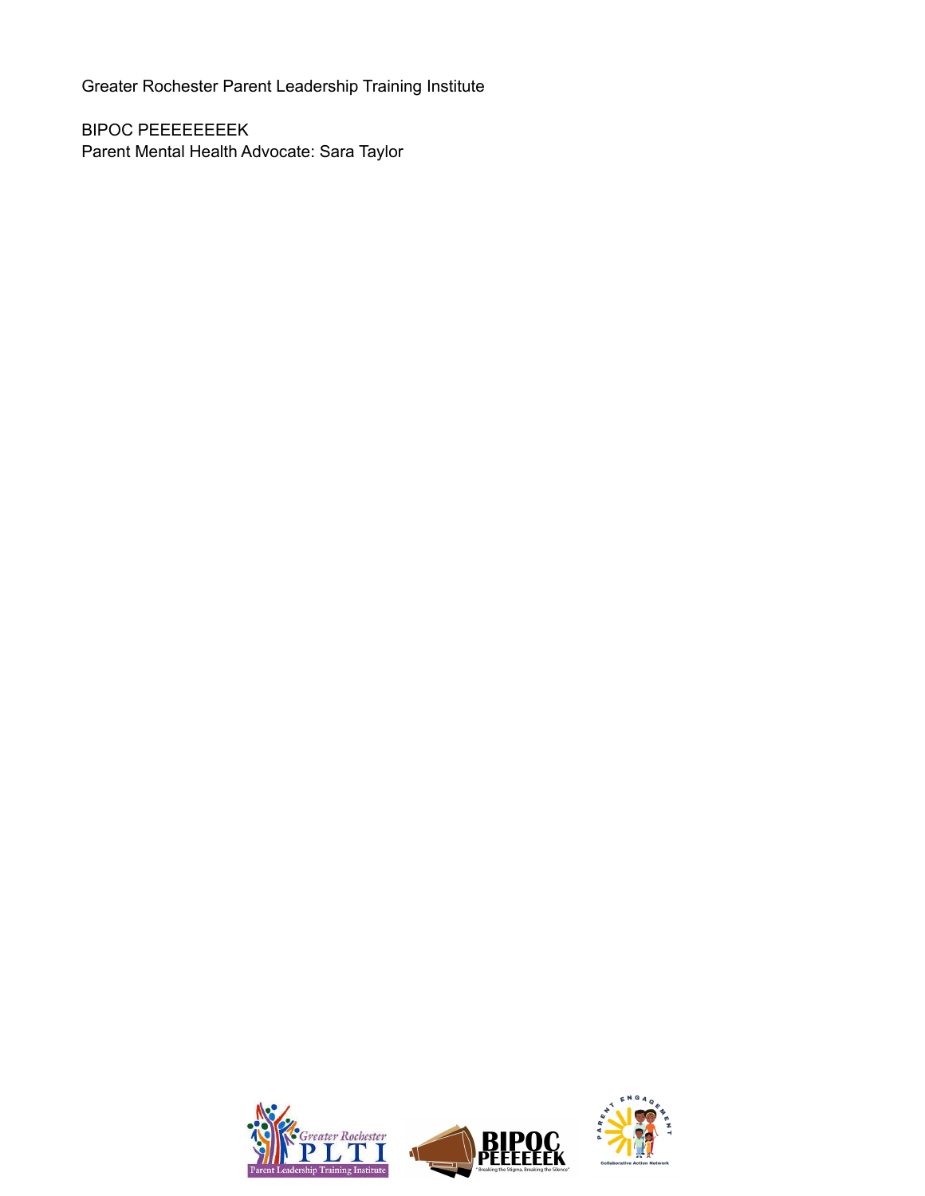Greater Rochester Parent Leadership Training Institute

BIPOC PEEEEEEEEK
Parent Mental Health Advocate: Sara Taylor